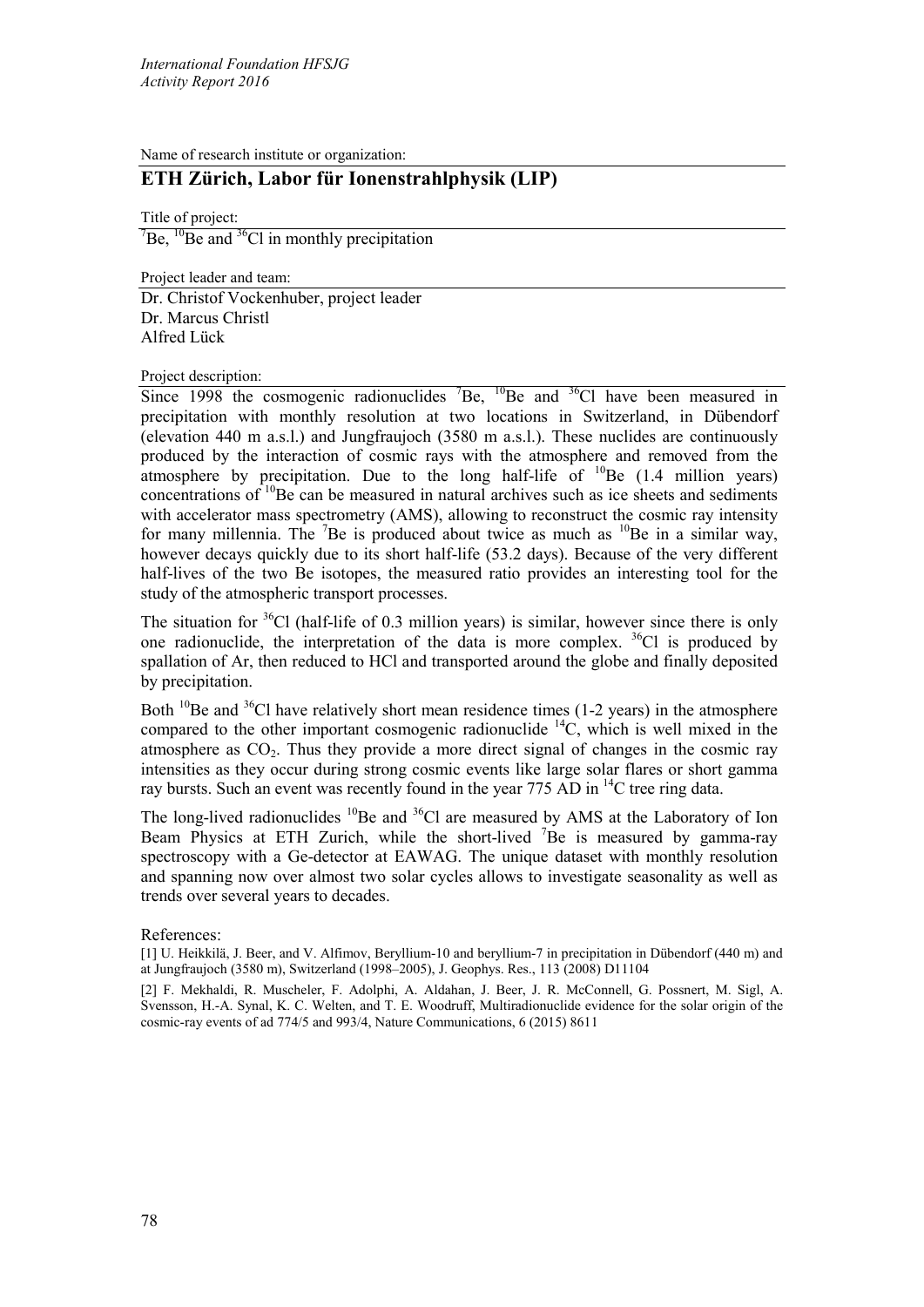Name of research institute or organization:

## ETH Zürich, Labor für Ionenstrahlphysik (LIP)

Title of project:

$^{7}$Be, $^{10}$Be and $^{36}$Cl in monthly precipitation

Project leader and team:

Dr. Christof Vockenhuber, project leader
Dr. Marcus Christl
Alfred Lück

Project description:

Since 1998 the cosmogenic radionuclides $^{7}$Be, $^{10}$Be and $^{36}$Cl have been measured in precipitation with monthly resolution at two locations in Switzerland, in Dübendorf (elevation 440 m a.s.l.) and Jungfraujoch (3580 m a.s.l.). These nuclides are continuously produced by the interaction of cosmic rays with the atmosphere and removed from the atmosphere by precipitation. Due to the long half-life of $^{10}$Be (1.4 million years) concentrations of $^{10}$Be can be measured in natural archives such as ice sheets and sediments with accelerator mass spectrometry (AMS), allowing to reconstruct the cosmic ray intensity for many millennia. The $^{7}$Be is produced about twice as much as $^{10}$Be in a similar way, however decays quickly due to its short half-life (53.2 days). Because of the very different half-lives of the two Be isotopes, the measured ratio provides an interesting tool for the study of the atmospheric transport processes.

The situation for $^{36}$Cl (half-life of 0.3 million years) is similar, however since there is only one radionuclide, the interpretation of the data is more complex. $^{36}$Cl is produced by spallation of Ar, then reduced to HCl and transported around the globe and finally deposited by precipitation.

Both $^{10}$Be and $^{36}$Cl have relatively short mean residence times (1-2 years) in the atmosphere compared to the other important cosmogenic radionuclide $^{14}$C, which is well mixed in the atmosphere as $CO_2$. Thus they provide a more direct signal of changes in the cosmic ray intensities as they occur during strong cosmic events like large solar flares or short gamma ray bursts. Such an event was recently found in the year 775 AD in $^{14}$C tree ring data.

The long-lived radionuclides $^{10}$Be and $^{36}$Cl are measured by AMS at the Laboratory of Ion Beam Physics at ETH Zurich, while the short-lived $^{7}$Be is measured by gamma-ray spectroscopy with a Ge-detector at EAWAG. The unique dataset with monthly resolution and spanning now over almost two solar cycles allows to investigate seasonality as well as trends over several years to decades.

References:

[1] U. Heikkilä, J. Beer, and V. Alfimov, Beryllium-10 and beryllium-7 in precipitation in Dübendorf (440 m) and at Jungfraujoch (3580 m), Switzerland (1998–2005), J. Geophys. Res., 113 (2008) D11104

[2] F. Mekhaldi, R. Muscheler, F. Adolphi, A. Aldahan, J. Beer, J. R. McConnell, G. Possnert, M. Sigl, A. Svensson, H.-A. Synal, K. C. Welten, and T. E. Woodruff, Multiradionuclide evidence for the solar origin of the cosmic-ray events of ad 774/5 and 993/4, Nature Communications, 6 (2015) 8611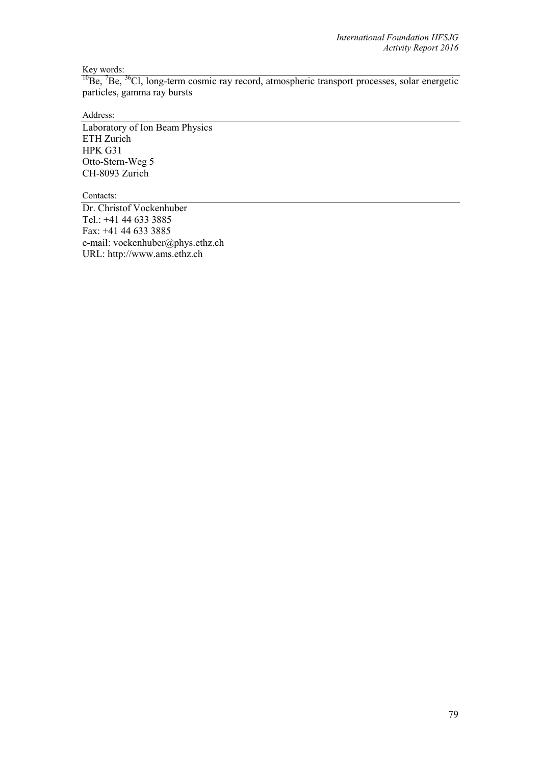Key words:

$^{10}Be$, $^{7}Be$, $^{36}Cl$, long-term cosmic ray record, atmospheric transport processes, solar energetic particles, gamma ray bursts

Address:

Laboratory of Ion Beam Physics
ETH Zurich
HPK G31
Otto-Stern-Weg 5
CH-8093 Zurich

Contacts:

Dr. Christof Vockenhuber
Tel.: +41 44 633 3885
Fax: +41 44 633 3885
e-mail: vockenhuber@phys.ethz.ch
URL: http://www.ams.ethz.ch